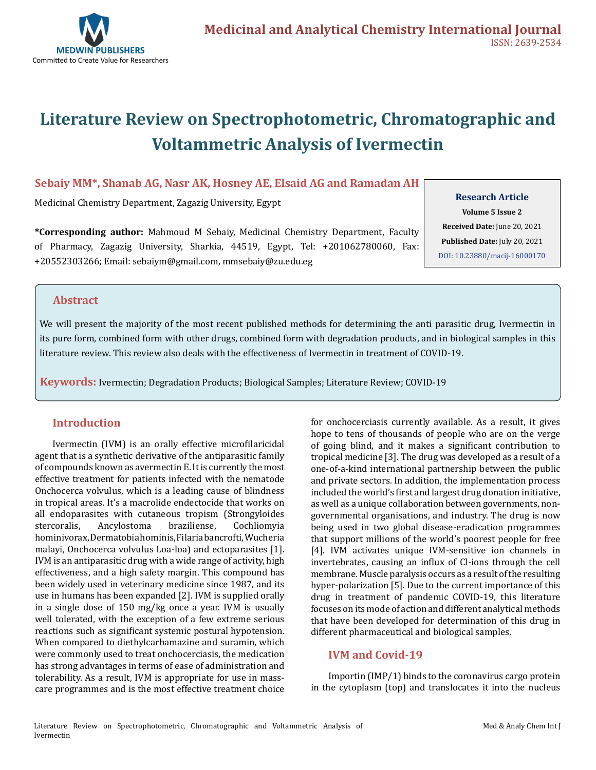# Literature Review on Spectrophotometric, Chromatographic and Voltammetric Analysis of Ivermectin

**Sebaiy MM*, Shanab AG, Nasr AK, Hosney AE, Elsaid AG and Ramadan AH**

Medicinal Chemistry Department, Zagazig University, Egypt

**\*Corresponding author:** Mahmoud M Sebaiy, Medicinal Chemistry Department, Faculty of Pharmacy, Zagazig University, Sharkia, 44519, Egypt, Tel: +201062780060, Fax: +20552303266; Email: sebaiym@gmail.com, mmsebaiy@zu.edu.eg

**Research Article**
**Volume 5 Issue 2**
**Received Date:** June 20, 2021
**Published Date:** July 20, 2021
DOI: 10.23880/macij-16000170

## Abstract

We will present the majority of the most recent published methods for determining the anti parasitic drug, Ivermectin in its pure form, combined form with other drugs, combined form with degradation products, and in biological samples in this literature review. This review also deals with the effectiveness of Ivermectin in treatment of COVID-19.

**Keywords:** Ivermectin; Degradation Products; Biological Samples; Literature Review; COVID-19

## Introduction

Ivermectin (IVM) is an orally effective microfilaricidal agent that is a synthetic derivative of the antiparasitic family of compounds known as avermectin E. It is currently the most effective treatment for patients infected with the nematode Onchocerca volvulus, which is a leading cause of blindness in tropical areas. It's a macrolide endectocide that works on all endoparasites with cutaneous tropism (Strongyloides stercoralis, Ancylostoma braziliense, Cochliomyia hominivorax, Dermatobia hominis, Filaria bancrofti, Wucheria malayi, Onchocerca volvulus Loa-loa) and ectoparasites [1]. IVM is an antiparasitic drug with a wide range of activity, high effectiveness, and a high safety margin. This compound has been widely used in veterinary medicine since 1987, and its use in humans has been expanded [2]. IVM is supplied orally in a single dose of 150 mg/kg once a year. IVM is usually well tolerated, with the exception of a few extreme serious reactions such as significant systemic postural hypotension. When compared to diethylcarbamazine and suramin, which were commonly used to treat onchocerciasis, the medication has strong advantages in terms of ease of administration and tolerability. As a result, IVM is appropriate for use in mass-care programmes and is the most effective treatment choice for onchocerciasis currently available. As a result, it gives hope to tens of thousands of people who are on the verge of going blind, and it makes a significant contribution to tropical medicine [3]. The drug was developed as a result of a one-of-a-kind international partnership between the public and private sectors. In addition, the implementation process included the world's first and largest drug donation initiative, as well as a unique collaboration between governments, non-governmental organisations, and industry. The drug is now being used in two global disease-eradication programmes that support millions of the world's poorest people for free [4]. IVM activates unique IVM-sensitive ion channels in invertebrates, causing an influx of Cl-ions through the cell membrane. Muscle paralysis occurs as a result of the resulting hyper-polarization [5]. Due to the current importance of this drug in treatment of pandemic COVID-19, this literature focuses on its mode of action and different analytical methods that have been developed for determination of this drug in different pharmaceutical and biological samples.

## IVM and Covid-19

Importin (IMP/1) binds to the coronavirus cargo protein in the cytoplasm (top) and translocates it into the nucleus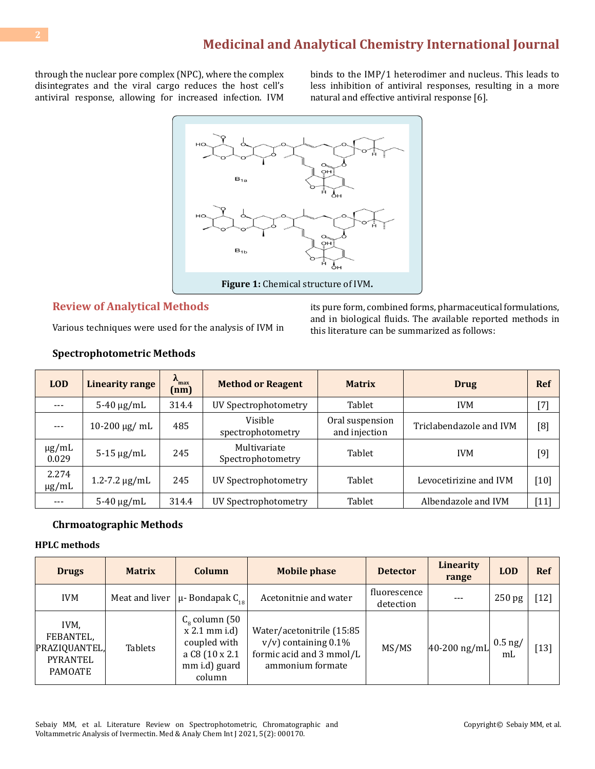through the nuclear pore complex (NPC), where the complex disintegrates and the viral cargo reduces the host cell's antiviral response, allowing for increased infection. IVM binds to the IMP/1 heterodimer and nucleus. This leads to less inhibition of antiviral responses, resulting in a more natural and effective antiviral response [6].

**Figure 1:** Chemical structure of IVM.

## Review of Analytical Methods

Various techniques were used for the analysis of IVM in its pure form, combined forms, pharmaceutical formulations, and in biological fluids. The available reported methods in this literature can be summarized as follows:

### Spectrophotometric Methods

| LOD | Linearity range | $\lambda_{max}$ (nm) | Method or Reagent | Matrix | Drug | Ref |
|---|---|---|---|---|---|---|
| --- | 5-40 µg/mL | 314.4 | UV Spectrophotometry | Tablet | IVM | [7] |
| --- | 10-200 µg/ mL | 485 | Visible spectrophotometry | Oral suspension and injection | Triclabendazole and IVM | [8] |
| µg/mL 0.029 | 5-15 µg/mL | 245 | Multivariate Spectrophotometry | Tablet | IVM | [9] |
| 2.274 µg/mL | 1.2-7.2 µg/mL | 245 | UV Spectrophotometry | Tablet | Levocetirizine and IVM | [10] |
| --- | 5-40 µg/mL | 314.4 | UV Spectrophotometry | Tablet | Albendazole and IVM | [11] |

### Chrmoatographic Methods

**HPLC methods**

| Drugs | Matrix | Column | Mobile phase | Detector | Linearity range | LOD | Ref |
|---|---|---|---|---|---|---|---|
| IVM | Meat and liver | µ- Bondapak $C_{18}$ | Acetonitnie and water | fluorescence detection | --- | 250 pg | [12] |
| IVM, FEBANTEL, PRAZIQUANTEL, PYRANTEL PAMOATE | Tablets | $C_8$ column (50 x 2.1 mm i.d) coupled with a C8 (10 x 2.1 mm i.d) guard column | Water/acetonitrile (15:85 v/v) containing 0.1% formic acid and 3 mmol/L ammonium formate | MS/MS | 40-200 ng/mL | 0.5 ng/ mL | [13] |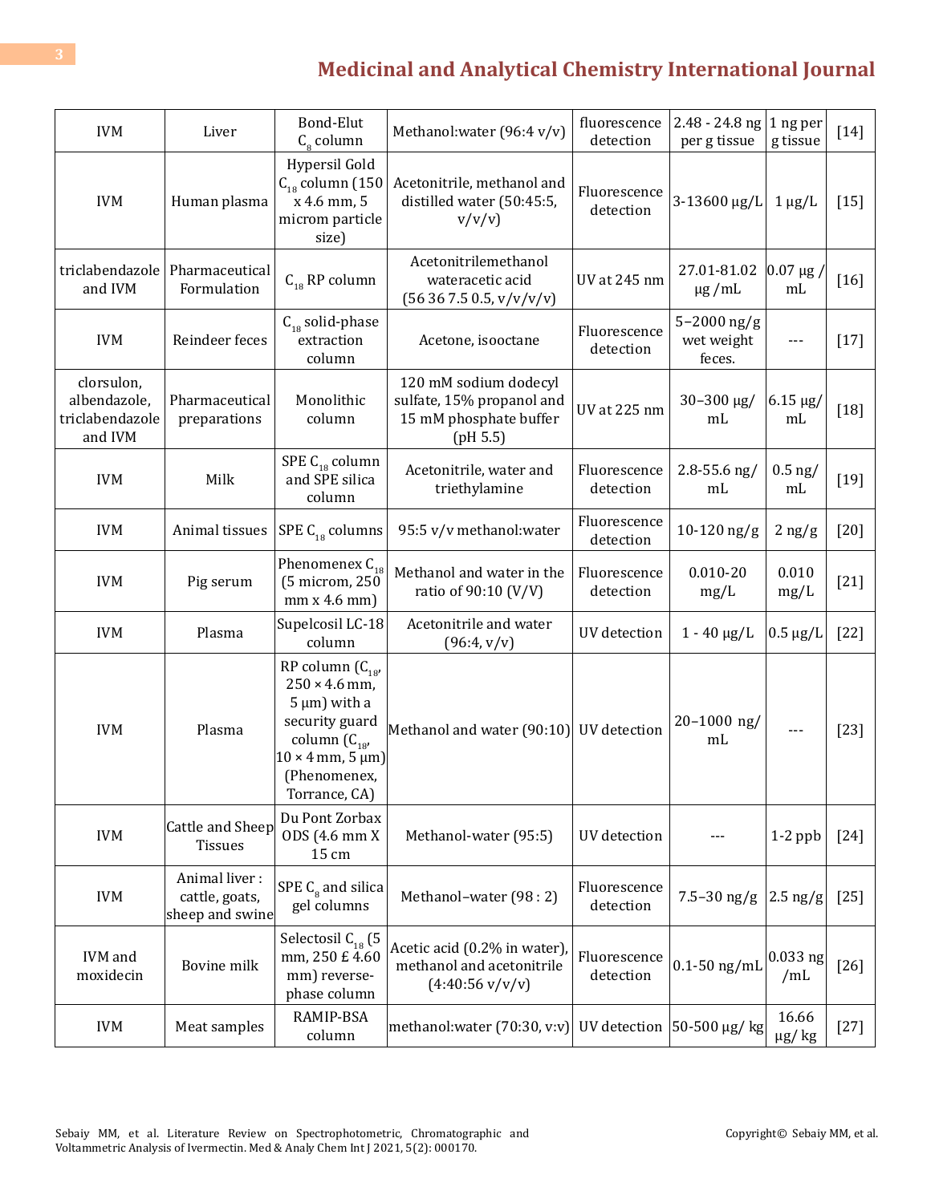| IVM | Liver | Bond-Elut $C_8$ column | Methanol:water (96:4 v/v) | fluorescence detection | 2.48 - 24.8 ng per g tissue | 1 ng per g tissue | [14] |
|---|---|---|---|---|---|---|---|
| IVM | Human plasma | Hypersil Gold $C_{18}$ column (150 x 4.6 mm, 5 microm particle size) | Acetonitrile, methanol and distilled water (50:45:5, v/v/v) | Fluorescence detection | 3-13600 µg/L | 1 µg/L | [15] |
| triclabendazole and IVM | Pharmaceutical Formulation | $C_{18}$ RP column | Acetonitrilemethanol wateracetic acid (56 36 7.5 0.5, v/v/v/v) | UV at 245 nm | 27.01-81.02 µg /mL | 0.07 µg / mL | [16] |
| IVM | Reindeer feces | $C_{18}$ solid-phase extraction column | Acetone, isooctane | Fluorescence detection | 5–2000 ng/g wet weight feces. | --- | [17] |
| clorsulon, albendazole, triclabendazole and IVM | Pharmaceutical preparations | Monolithic column | 120 mM sodium dodecyl sulfate, 15% propanol and 15 mM phosphate buffer (pH 5.5) | UV at 225 nm | 30–300 µg/ mL | 6.15 µg/ mL | [18] |
| IVM | Milk | SPE $C_{18}$ column and SPE silica column | Acetonitrile, water and triethylamine | Fluorescence detection | 2.8-55.6 ng/ mL | 0.5 ng/ mL | [19] |
| IVM | Animal tissues | SPE $C_{18}$ columns | 95:5 v/v methanol:water | Fluorescence detection | 10-120 ng/g | 2 ng/g | [20] |
| IVM | Pig serum | Phenomenex $C_{18}$ (5 microm, 250 mm x 4.6 mm) | Methanol and water in the ratio of 90:10 (V/V) | Fluorescence detection | 0.010-20 mg/L | 0.010 mg/L | [21] |
| IVM | Plasma | Supelcosil LC-18 column | Acetonitrile and water (96:4, v/v) | UV detection | 1 - 40 µg/L | 0.5 µg/L | [22] |
| IVM | Plasma | RP column ($C_{18}$, 250 × 4.6 mm, 5 µm) with a security guard column ($C_{18}$, 10 × 4 mm, 5 µm) (Phenomenex, Torrance, CA) | Methanol and water (90:10) | UV detection | 20–1000 ng/ mL | --- | [23] |
| IVM | Cattle and Sheep Tissues | Du Pont Zorbax ODS (4.6 mm X 15 cm | Methanol-water (95:5) | UV detection | --- | 1-2 ppb | [24] |
| IVM | Animal liver : cattle, goats, sheep and swine | SPE $C_8$ and silica gel columns | Methanol–water (98 : 2) | Fluorescence detection | 7.5–30 ng/g | 2.5 ng/g | [25] |
| IVM and moxidecin | Bovine milk | Selectosil $C_{18}$ (5 mm, 250 £ 4.60 mm) reverse-phase column | Acetic acid (0.2% in water), methanol and acetonitrile (4:40:56 v/v/v) | Fluorescence detection | 0.1-50 ng/mL | 0.033 ng /mL | [26] |
| IVM | Meat samples | RAMIP-BSA column | methanol:water (70:30, v:v) | UV detection | 50-500 µg/ kg | 16.66 µg/ kg | [27] |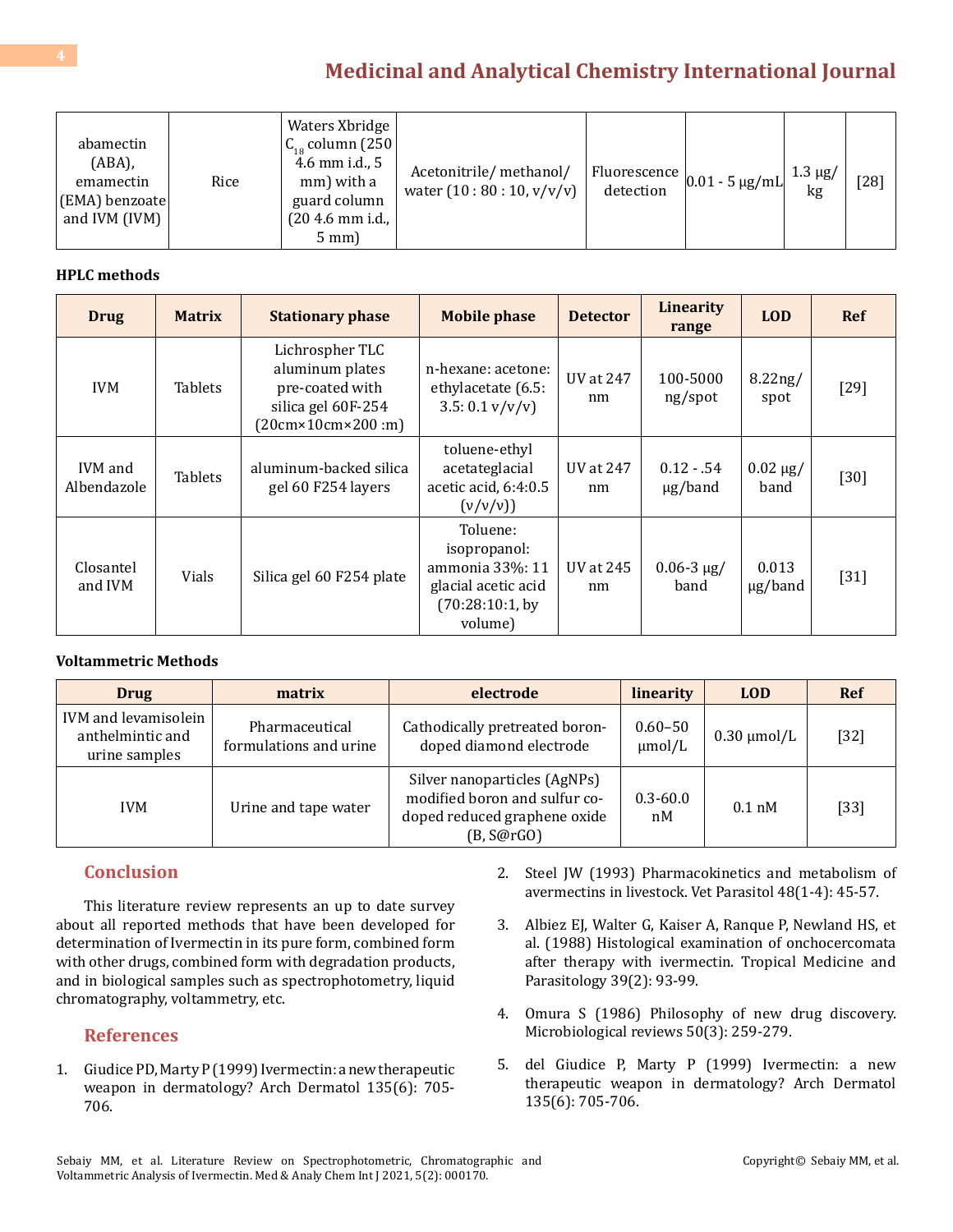| abamectin (ABA), emamectin (EMA) benzoate and IVM (IVM) | Rice | Waters Xbridge $C_{18}$ column (250 4.6 mm i.d., 5 mm) with a guard column (20 4.6 mm i.d., 5 mm) | Acetonitrile/ methanol/ water (10 : 80 : 10, v/v/v) | Fluorescence detection | 0.01 - 5 µg/mL | 1.3 µg/ kg | [28] |
|---|---|---|---|---|---|---|---|

**HPLC methods**

| Drug | Matrix | Stationary phase | Mobile phase | Detector | Linearity range | LOD | Ref |
|---|---|---|---|---|---|---|---|
| IVM | Tablets | Lichrospher TLC aluminum plates pre-coated with silica gel 60F-254 (20cm×10cm×200 :m) | n-hexane: acetone: ethylacetate (6.5: 3.5: 0.1 v/v/v) | UV at 247 nm | 100-5000 ng/spot | 8.22ng/ spot | [29] |
| IVM and Albendazole | Tablets | aluminum-backed silica gel 60 F254 layers | toluene-ethyl acetateglacial acetic acid, 6:4:0.5 (v/v/v)) | UV at 247 nm | 0.12 - .54 µg/band | 0.02 µg/ band | [30] |
| Closantel and IVM | Vials | Silica gel 60 F254 plate | Toluene: isopropanol: ammonia 33%: 11 glacial acetic acid (70:28:10:1, by volume) | UV at 245 nm | 0.06-3 µg/ band | 0.013 µg/band | [31] |

**Voltammetric Methods**

| Drug | matrix | electrode | linearity | LOD | Ref |
|---|---|---|---|---|---|
| IVM and levamisolein anthelmintic and urine samples | Pharmaceutical formulations and urine | Cathodically pretreated boron-doped diamond electrode | 0.60–50 µmol/L | 0.30 µmol/L | [32] |
| IVM | Urine and tape water | Silver nanoparticles (AgNPs) modified boron and sulfur co-doped reduced graphene oxide (B, S@rGO) | 0.3-60.0 nM | 0.1 nM | [33] |

## Conclusion

This literature review represents an up to date survey about all reported methods that have been developed for determination of Ivermectin in its pure form, combined form with other drugs, combined form with degradation products, and in biological samples such as spectrophotometry, liquid chromatography, voltammetry, etc.

## References

1. Giudice PD, Marty P (1999) Ivermectin: a new therapeutic weapon in dermatology? Arch Dermatol 135(6): 705-706.
2. Steel JW (1993) Pharmacokinetics and metabolism of avermectins in livestock. Vet Parasitol 48(1-4): 45-57.
3. Albiez EJ, Walter G, Kaiser A, Ranque P, Newland HS, et al. (1988) Histological examination of onchocercomata after therapy with ivermectin. Tropical Medicine and Parasitology 39(2): 93-99.
4. Omura S (1986) Philosophy of new drug discovery. Microbiological reviews 50(3): 259-279.
5. del Giudice P, Marty P (1999) Ivermectin: a new therapeutic weapon in dermatology? Arch Dermatol 135(6): 705-706.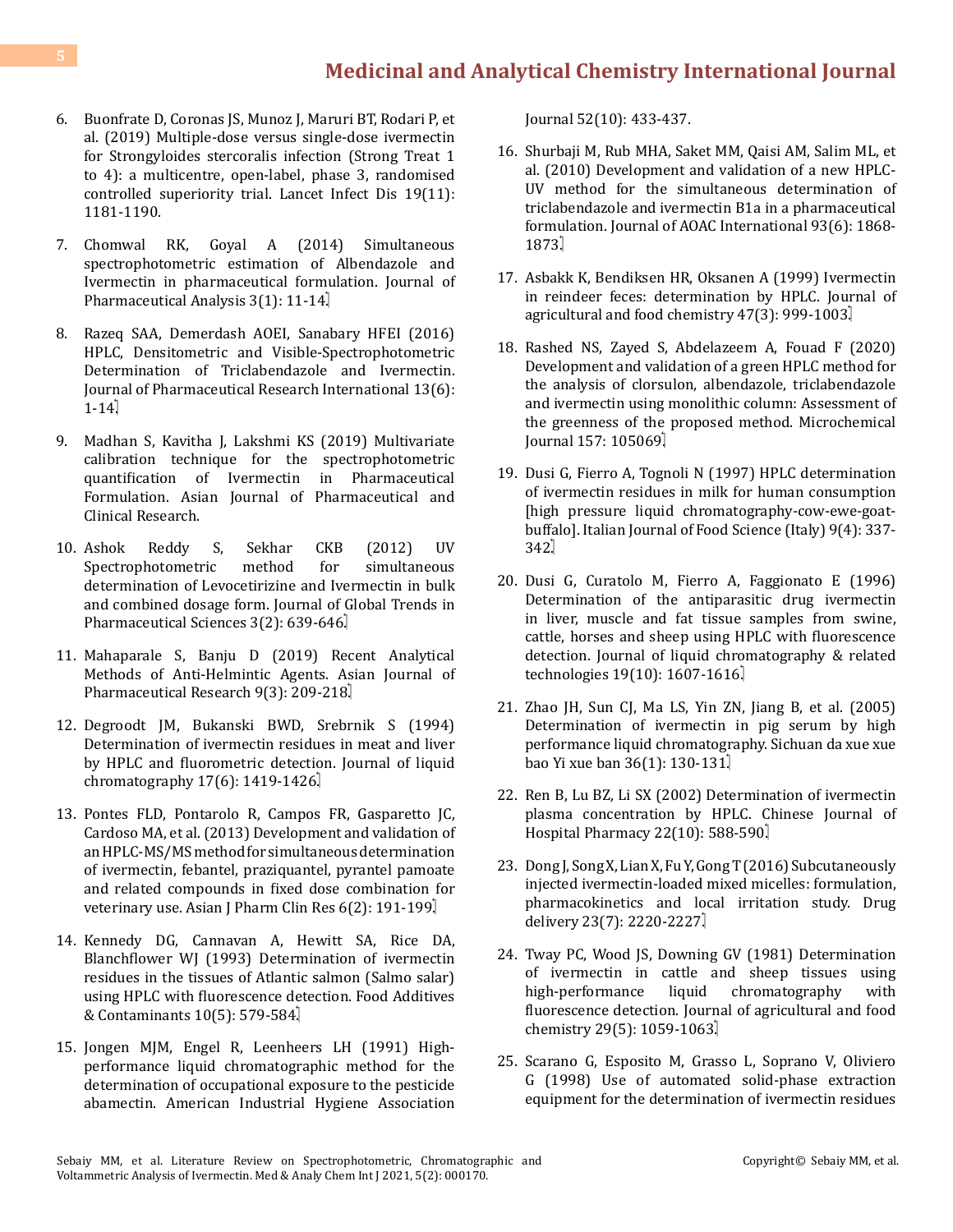6. Buonfrate D, Coronas JS, Munoz J, Maruri BT, Rodari P, et al. (2019) Multiple-dose versus single-dose ivermectin for Strongyloides stercoralis infection (Strong Treat 1 to 4): a multicentre, open-label, phase 3, randomised controlled superiority trial. Lancet Infect Dis 19(11): 1181-1190.

7. Chomwal RK, Goyal A (2014) Simultaneous spectrophotometric estimation of Albendazole and Ivermectin in pharmaceutical formulation. Journal of Pharmaceutical Analysis 3(1): 11-14.

8. Razeq SAA, Demerdash AOEI, Sanabary HFEI (2016) HPLC, Densitometric and Visible-Spectrophotometric Determination of Triclabendazole and Ivermectin. Journal of Pharmaceutical Research International 13(6): 1-14.

9. Madhan S, Kavitha J, Lakshmi KS (2019) Multivariate calibration technique for the spectrophotometric quantification of Ivermectin in Pharmaceutical Formulation. Asian Journal of Pharmaceutical and Clinical Research.

10. Ashok Reddy S, Sekhar CKB (2012) UV Spectrophotometric method for simultaneous determination of Levocetirizine and Ivermectin in bulk and combined dosage form. Journal of Global Trends in Pharmaceutical Sciences 3(2): 639-646.

11. Mahaparale S, Banju D (2019) Recent Analytical Methods of Anti-Helmintic Agents. Asian Journal of Pharmaceutical Research 9(3): 209-218.

12. Degroodt JM, Bukanski BWD, Srebrnik S (1994) Determination of ivermectin residues in meat and liver by HPLC and fluorometric detection. Journal of liquid chromatography 17(6): 1419-1426.

13. Pontes FLD, Pontarolo R, Campos FR, Gasparetto JC, Cardoso MA, et al. (2013) Development and validation of an HPLC-MS/MS method for simultaneous determination of ivermectin, febantel, praziquantel, pyrantel pamoate and related compounds in fixed dose combination for veterinary use. Asian J Pharm Clin Res 6(2): 191-199.

14. Kennedy DG, Cannavan A, Hewitt SA, Rice DA, Blanchflower WJ (1993) Determination of ivermectin residues in the tissues of Atlantic salmon (Salmo salar) using HPLC with fluorescence detection. Food Additives & Contaminants 10(5): 579-584.

15. Jongen MJM, Engel R, Leenheers LH (1991) High-performance liquid chromatographic method for the determination of occupational exposure to the pesticide abamectin. American Industrial Hygiene Association Journal 52(10): 433-437.

16. Shurbaji M, Rub MHA, Saket MM, Qaisi AM, Salim ML, et al. (2010) Development and validation of a new HPLC-UV method for the simultaneous determination of triclabendazole and ivermectin B1a in a pharmaceutical formulation. Journal of AOAC International 93(6): 1868-1873.

17. Asbakk K, Bendiksen HR, Oksanen A (1999) Ivermectin in reindeer feces: determination by HPLC. Journal of agricultural and food chemistry 47(3): 999-1003.

18. Rashed NS, Zayed S, Abdelazeem A, Fouad F (2020) Development and validation of a green HPLC method for the analysis of clorsulon, albendazole, triclabendazole and ivermectin using monolithic column: Assessment of the greenness of the proposed method. Microchemical Journal 157: 105069.

19. Dusi G, Fierro A, Tognoli N (1997) HPLC determination of ivermectin residues in milk for human consumption [high pressure liquid chromatography-cow-ewe-goat-buffalo]. Italian Journal of Food Science (Italy) 9(4): 337-342.

20. Dusi G, Curatolo M, Fierro A, Faggionato E (1996) Determination of the antiparasitic drug ivermectin in liver, muscle and fat tissue samples from swine, cattle, horses and sheep using HPLC with fluorescence detection. Journal of liquid chromatography & related technologies 19(10): 1607-1616.

21. Zhao JH, Sun CJ, Ma LS, Yin ZN, Jiang B, et al. (2005) Determination of ivermectin in pig serum by high performance liquid chromatography. Sichuan da xue xue bao Yi xue ban 36(1): 130-131.

22. Ren B, Lu BZ, Li SX (2002) Determination of ivermectin plasma concentration by HPLC. Chinese Journal of Hospital Pharmacy 22(10): 588-590.

23. Dong J, Song X, Lian X, Fu Y, Gong T (2016) Subcutaneously injected ivermectin-loaded mixed micelles: formulation, pharmacokinetics and local irritation study. Drug delivery 23(7): 2220-2227.

24. Tway PC, Wood JS, Downing GV (1981) Determination of ivermectin in cattle and sheep tissues using high-performance liquid chromatography with fluorescence detection. Journal of agricultural and food chemistry 29(5): 1059-1063.

25. Scarano G, Esposito M, Grasso L, Soprano V, Oliviero G (1998) Use of automated solid-phase extraction equipment for the determination of ivermectin residues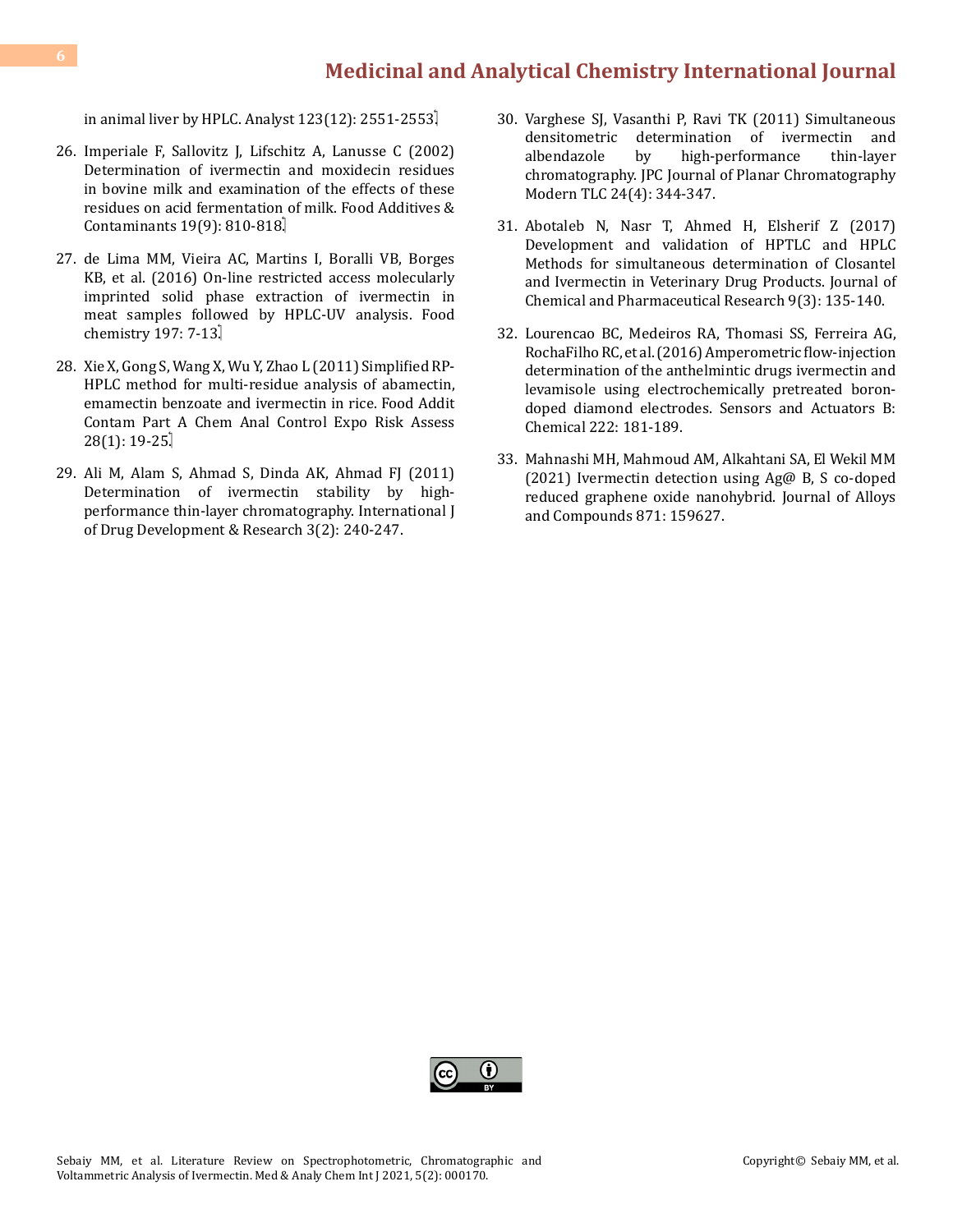in animal liver by HPLC. Analyst 123(12): 2551-2553.

26. Imperiale F, Sallovitz J, Lifschitz A, Lanusse C (2002) Determination of ivermectin and moxidecin residues in bovine milk and examination of the effects of these residues on acid fermentation of milk. Food Additives & Contaminants 19(9): 810-818.

27. de Lima MM, Vieira AC, Martins I, Boralli VB, Borges KB, et al. (2016) On-line restricted access molecularly imprinted solid phase extraction of ivermectin in meat samples followed by HPLC-UV analysis. Food chemistry 197: 7-13.

28. Xie X, Gong S, Wang X, Wu Y, Zhao L (2011) Simplified RP-HPLC method for multi-residue analysis of abamectin, emamectin benzoate and ivermectin in rice. Food Addit Contam Part A Chem Anal Control Expo Risk Assess 28(1): 19-25.

29. Ali M, Alam S, Ahmad S, Dinda AK, Ahmad FJ (2011) Determination of ivermectin stability by high-performance thin-layer chromatography. International J of Drug Development & Research 3(2): 240-247.

30. Varghese SJ, Vasanthi P, Ravi TK (2011) Simultaneous densitometric determination of ivermectin and albendazole by high-performance thin-layer chromatography. JPC Journal of Planar Chromatography Modern TLC 24(4): 344-347.

31. Abotaleb N, Nasr T, Ahmed H, Elsherif Z (2017) Development and validation of HPTLC and HPLC Methods for simultaneous determination of Closantel and Ivermectin in Veterinary Drug Products. Journal of Chemical and Pharmaceutical Research 9(3): 135-140.

32. Lourencao BC, Medeiros RA, Thomasi SS, Ferreira AG, RochaFilho RC, et al. (2016) Amperometric flow-injection determination of the anthelmintic drugs ivermectin and levamisole using electrochemically pretreated boron-doped diamond electrodes. Sensors and Actuators B: Chemical 222: 181-189.

33. Mahnashi MH, Mahmoud AM, Alkahtani SA, El Wekil MM (2021) Ivermectin detection using Ag@ B, S co-doped reduced graphene oxide nanohybrid. Journal of Alloys and Compounds 871: 159627.